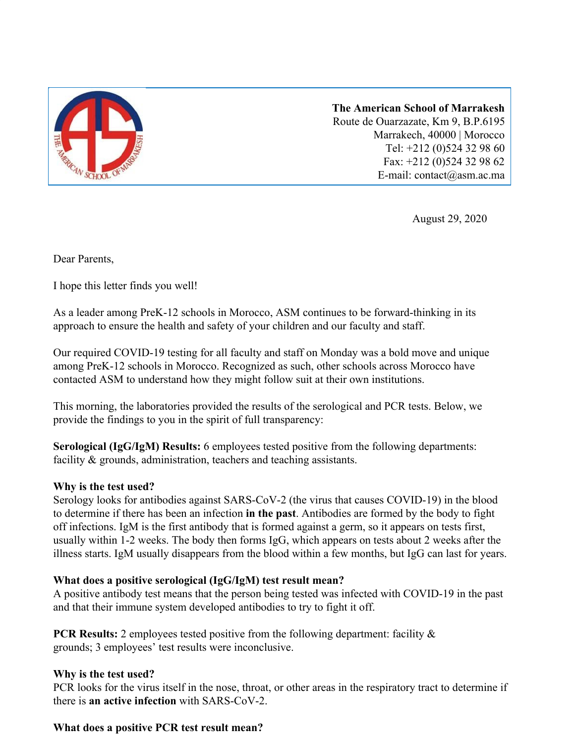**The American School of Marrakesh**
Route de Ouarzazate, Km 9, B.P.6195
Marrakech, 40000 | Morocco
Tel: +212 (0)524 32 98 60
Fax: +212 (0)524 32 98 62
E-mail: contact@asm.ac.ma

August 29, 2020

Dear Parents,

I hope this letter finds you well!

As a leader among PreK-12 schools in Morocco, ASM continues to be forward-thinking in its approach to ensure the health and safety of your children and our faculty and staff.

Our required COVID-19 testing for all faculty and staff on Monday was a bold move and unique among PreK-12 schools in Morocco. Recognized as such, other schools across Morocco have contacted ASM to understand how they might follow suit at their own institutions.

This morning, the laboratories provided the results of the serological and PCR tests. Below, we provide the findings to you in the spirit of full transparency:

**Serological (IgG/IgM) Results:** 6 employees tested positive from the following departments: facility & grounds, administration, teachers and teaching assistants.

**Why is the test used?**
Serology looks for antibodies against SARS-CoV-2 (the virus that causes COVID-19) in the blood to determine if there has been an infection **in the past**. Antibodies are formed by the body to fight off infections. IgM is the first antibody that is formed against a germ, so it appears on tests first, usually within 1-2 weeks. The body then forms IgG, which appears on tests about 2 weeks after the illness starts. IgM usually disappears from the blood within a few months, but IgG can last for years.

**What does a positive serological (IgG/IgM) test result mean?**
A positive antibody test means that the person being tested was infected with COVID-19 in the past and that their immune system developed antibodies to try to fight it off.

**PCR Results:** 2 employees tested positive from the following department: facility & grounds; 3 employees' test results were inconclusive.

**Why is the test used?**
PCR looks for the virus itself in the nose, throat, or other areas in the respiratory tract to determine if there is **an active infection** with SARS-CoV-2.

**What does a positive PCR test result mean?**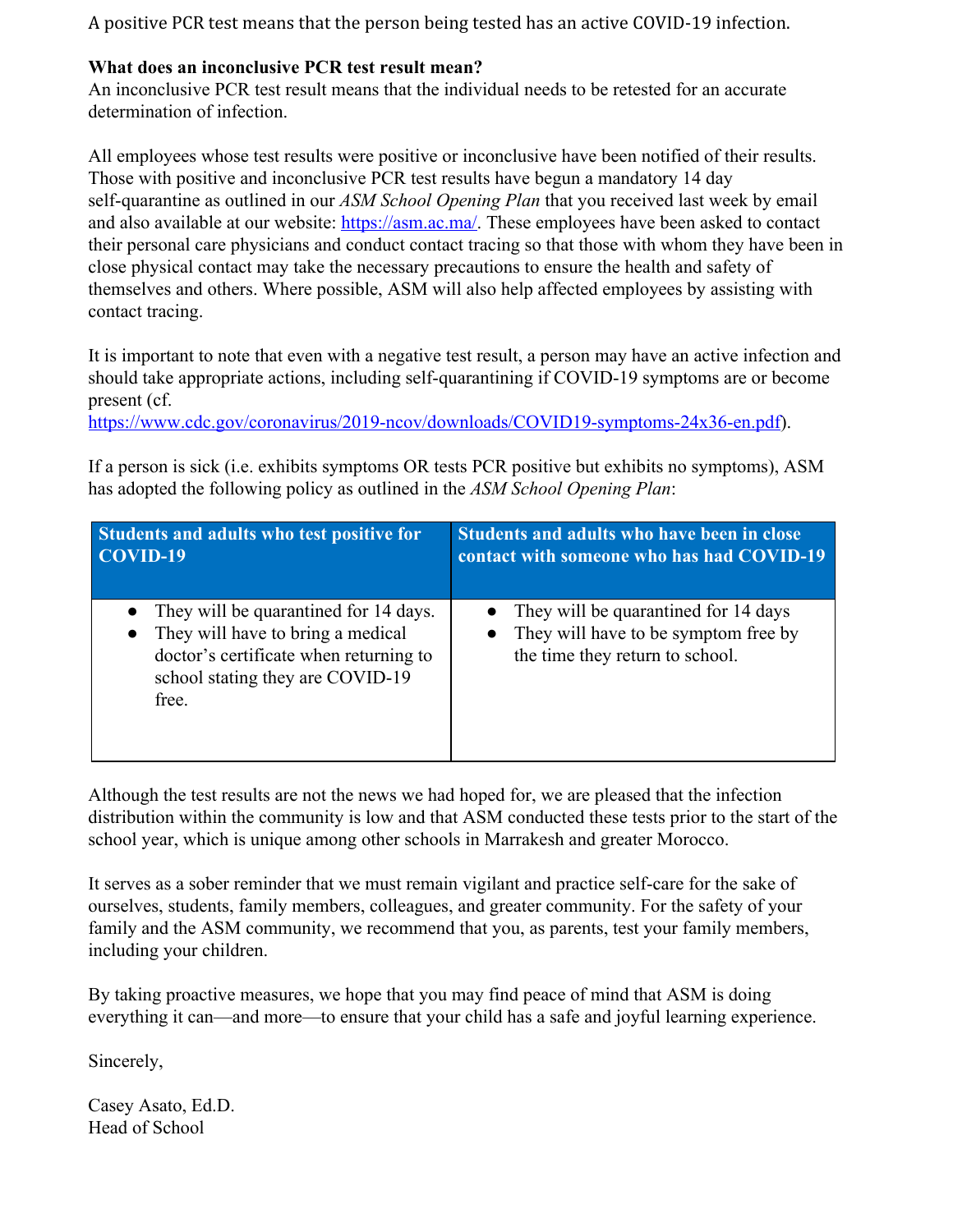A positive PCR test means that the person being tested has an active COVID-19 infection.

**What does an inconclusive PCR test result mean?**
An inconclusive PCR test result means that the individual needs to be retested for an accurate determination of infection.

All employees whose test results were positive or inconclusive have been notified of their results. Those with positive and inconclusive PCR test results have begun a mandatory 14 day self-quarantine as outlined in our *ASM School Opening Plan* that you received last week by email and also available at our website: https://asm.ac.ma/. These employees have been asked to contact their personal care physicians and conduct contact tracing so that those with whom they have been in close physical contact may take the necessary precautions to ensure the health and safety of themselves and others. Where possible, ASM will also help affected employees by assisting with contact tracing.

It is important to note that even with a negative test result, a person may have an active infection and should take appropriate actions, including self-quarantining if COVID-19 symptoms are or become present (cf. https://www.cdc.gov/coronavirus/2019-ncov/downloads/COVID19-symptoms-24x36-en.pdf).

If a person is sick (i.e. exhibits symptoms OR tests PCR positive but exhibits no symptoms), ASM has adopted the following policy as outlined in the *ASM School Opening Plan*:

| Students and adults who test positive for COVID-19 | Students and adults who have been in close contact with someone who has had COVID-19 |
| --- | --- |
| • They will be quarantined for 14 days.<br>• They will have to bring a medical doctor's certificate when returning to school stating they are COVID-19 free. | • They will be quarantined for 14 days<br>• They will have to be symptom free by the time they return to school. |

Although the test results are not the news we had hoped for, we are pleased that the infection distribution within the community is low and that ASM conducted these tests prior to the start of the school year, which is unique among other schools in Marrakesh and greater Morocco.

It serves as a sober reminder that we must remain vigilant and practice self-care for the sake of ourselves, students, family members, colleagues, and greater community. For the safety of your family and the ASM community, we recommend that you, as parents, test your family members, including your children.

By taking proactive measures, we hope that you may find peace of mind that ASM is doing everything it can—and more—to ensure that your child has a safe and joyful learning experience.

Sincerely,

Casey Asato, Ed.D.
Head of School